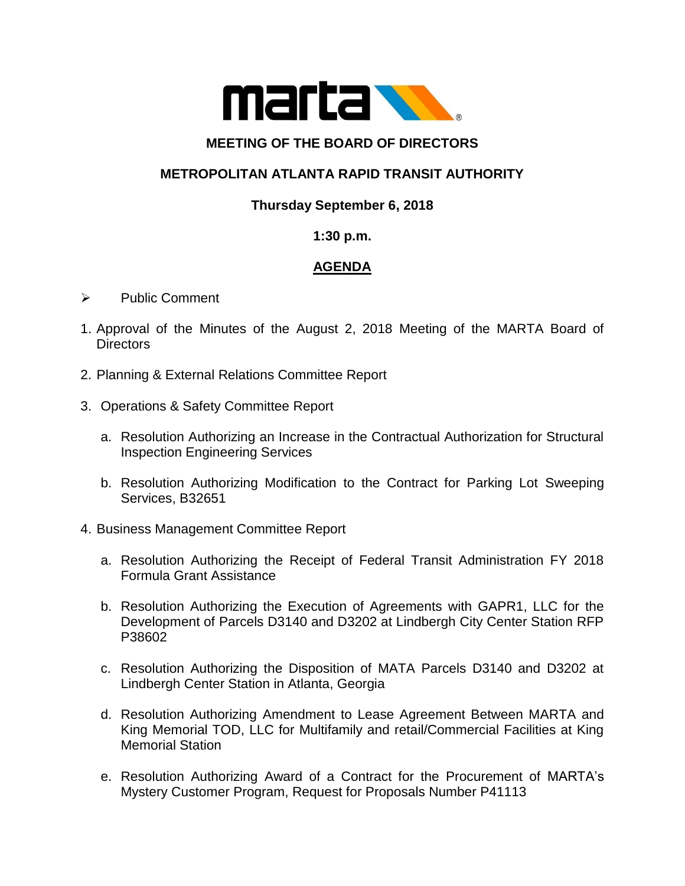marta

# MEETING OF THE BOARD OF DIRECTORS

## METROPOLITAN ATLANTA RAPID TRANSIT AUTHORITY

**Thursday September 6, 2018**

**1:30 p.m.**

**AGENDA**

- Public Comment

1. Approval of the Minutes of the August 2, 2018 Meeting of the MARTA Board of Directors

2. Planning & External Relations Committee Report

3. Operations & Safety Committee Report

   a. Resolution Authorizing an Increase in the Contractual Authorization for Structural Inspection Engineering Services

   b. Resolution Authorizing Modification to the Contract for Parking Lot Sweeping Services, B32651

4. Business Management Committee Report

   a. Resolution Authorizing the Receipt of Federal Transit Administration FY 2018 Formula Grant Assistance

   b. Resolution Authorizing the Execution of Agreements with GAPR1, LLC for the Development of Parcels D3140 and D3202 at Lindbergh City Center Station RFP P38602

   c. Resolution Authorizing the Disposition of MATA Parcels D3140 and D3202 at Lindbergh Center Station in Atlanta, Georgia

   d. Resolution Authorizing Amendment to Lease Agreement Between MARTA and King Memorial TOD, LLC for Multifamily and retail/Commercial Facilities at King Memorial Station

   e. Resolution Authorizing Award of a Contract for the Procurement of MARTA's Mystery Customer Program, Request for Proposals Number P41113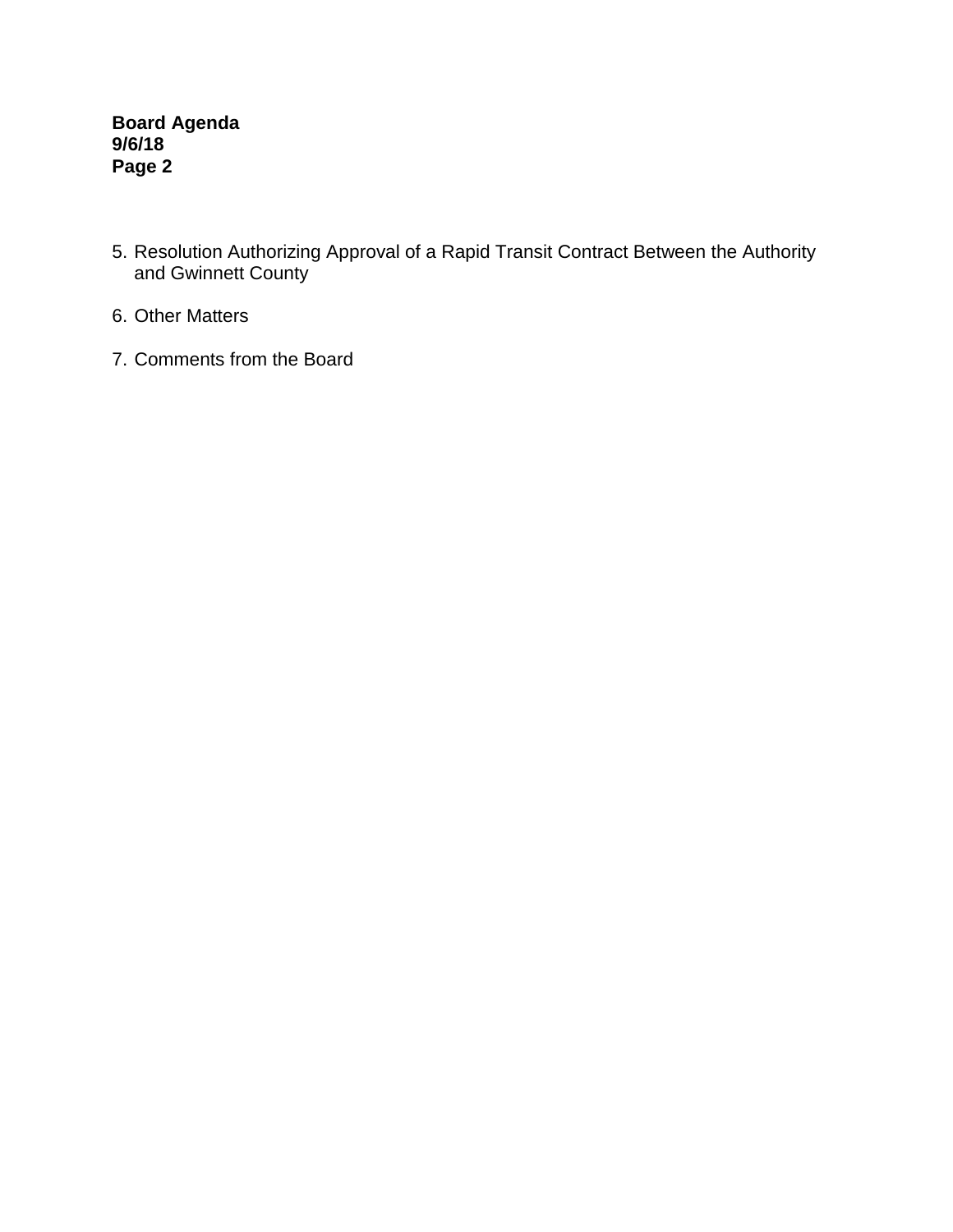5. Resolution Authorizing Approval of a Rapid Transit Contract Between the Authority and Gwinnett County

6. Other Matters

7. Comments from the Board